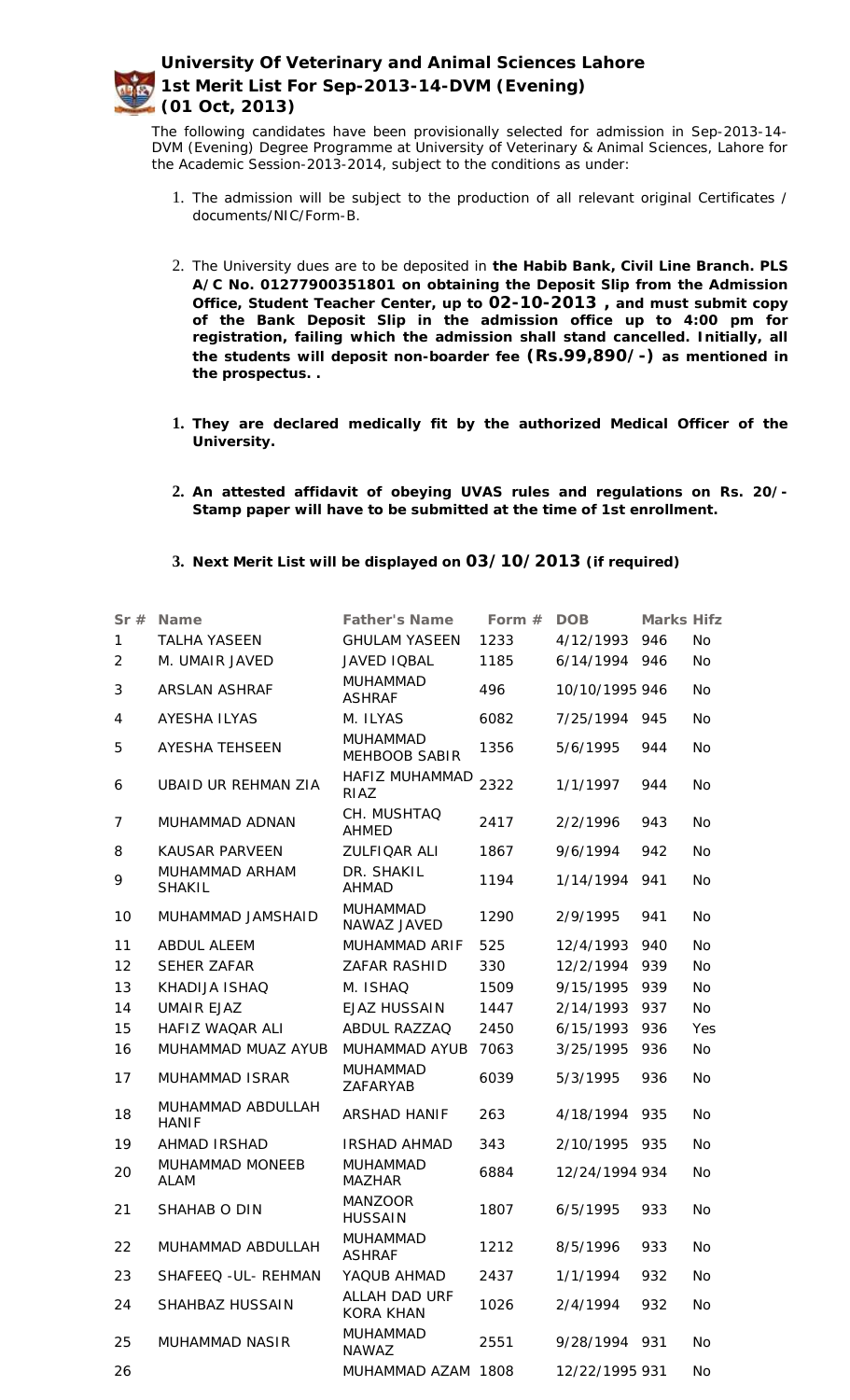# University Of Veterinary and Animal Sciences Lahore
## 1st Merit List For Sep-2013-14-DVM (Evening)
## (01 Oct, 2013)

The following candidates have been provisionally selected for admission in Sep-2013-14-DVM (Evening) Degree Programme at University of Veterinary & Animal Sciences, Lahore for the Academic Session-2013-2014, subject to the conditions as under:

1. The admission will be subject to the production of all relevant original Certificates / documents/NIC/Form-B.
2. The University dues are to be deposited in **the Habib Bank, Civil Line Branch. PLS A/C No. 01277900351801 on obtaining the Deposit Slip from the Admission Office, Student Teacher Center, up to 02-10-2013 , and must submit copy of the Bank Deposit Slip in the admission office up to 4:00 pm for registration, failing which the admission shall stand cancelled. Initially, all the students will deposit non-boarder fee (Rs.99,890/-) as mentioned in the prospectus. .**

1. **They are declared medically fit by the authorized Medical Officer of the University.**
2. **An attested affidavit of obeying UVAS rules and regulations on Rs. 20/- Stamp paper will have to be submitted at the time of 1st enrollment.**
3. **Next Merit List will be displayed on 03/10/2013 (if required)**

| Sr # | Name | Father's Name | Form # | DOB | Marks | Hifz |
|---|---|---|---|---|---|---|
| 1 | TALHA YASEEN | GHULAM YASEEN | 1233 | 4/12/1993 | 946 | No |
| 2 | M. UMAIR JAVED | JAVED IQBAL | 1185 | 6/14/1994 | 946 | No |
| 3 | ARSLAN ASHRAF | MUHAMMAD ASHRAF | 496 | 10/10/1995 | 946 | No |
| 4 | AYESHA ILYAS | M. ILYAS | 6082 | 7/25/1994 | 945 | No |
| 5 | AYESHA TEHSEEN | MUHAMMAD MEHBOOB SABIR | 1356 | 5/6/1995 | 944 | No |
| 6 | UBAID UR REHMAN ZIA | HAFIZ MUHAMMAD RIAZ | 2322 | 1/1/1997 | 944 | No |
| 7 | MUHAMMAD ADNAN | CH. MUSHTAQ AHMED | 2417 | 2/2/1996 | 943 | No |
| 8 | KAUSAR PARVEEN | ZULFIQAR ALI | 1867 | 9/6/1994 | 942 | No |
| 9 | MUHAMMAD ARHAM SHAKIL | DR. SHAKIL AHMAD | 1194 | 1/14/1994 | 941 | No |
| 10 | MUHAMMAD JAMSHAID | MUHAMMAD NAWAZ JAVED | 1290 | 2/9/1995 | 941 | No |
| 11 | ABDUL ALEEM | MUHAMMAD ARIF | 525 | 12/4/1993 | 940 | No |
| 12 | SEHER ZAFAR | ZAFAR RASHID | 330 | 12/2/1994 | 939 | No |
| 13 | KHADIJA ISHAQ | M. ISHAQ | 1509 | 9/15/1995 | 939 | No |
| 14 | UMAIR EJAZ | EJAZ HUSSAIN | 1447 | 2/14/1993 | 937 | No |
| 15 | HAFIZ WAQAR ALI | ABDUL RAZZAQ | 2450 | 6/15/1993 | 936 | Yes |
| 16 | MUHAMMAD MUAZ AYUB | MUHAMMAD AYUB | 7063 | 3/25/1995 | 936 | No |
| 17 | MUHAMMAD ISRAR | MUHAMMAD ZAFARYAB | 6039 | 5/3/1995 | 936 | No |
| 18 | MUHAMMAD ABDULLAH HANIF | ARSHAD HANIF | 263 | 4/18/1994 | 935 | No |
| 19 | AHMAD IRSHAD | IRSHAD AHMAD | 343 | 2/10/1995 | 935 | No |
| 20 | MUHAMMAD MONEEB ALAM | MUHAMMAD MAZHAR | 6884 | 12/24/1994 | 934 | No |
| 21 | SHAHAB O DIN | MANZOOR HUSSAIN | 1807 | 6/5/1995 | 933 | No |
| 22 | MUHAMMAD ABDULLAH | MUHAMMAD ASHRAF | 1212 | 8/5/1996 | 933 | No |
| 23 | SHAFEEQ -UL- REHMAN | YAQUB AHMAD | 2437 | 1/1/1994 | 932 | No |
| 24 | SHAHBAZ HUSSAIN | ALLAH DAD URF KORA KHAN | 1026 | 2/4/1994 | 932 | No |
| 25 | MUHAMMAD NASIR | MUHAMMAD NAWAZ | 2551 | 9/28/1994 | 931 | No |
| 26 | | MUHAMMAD AZAM | 1808 | 12/22/1995 | 931 | No |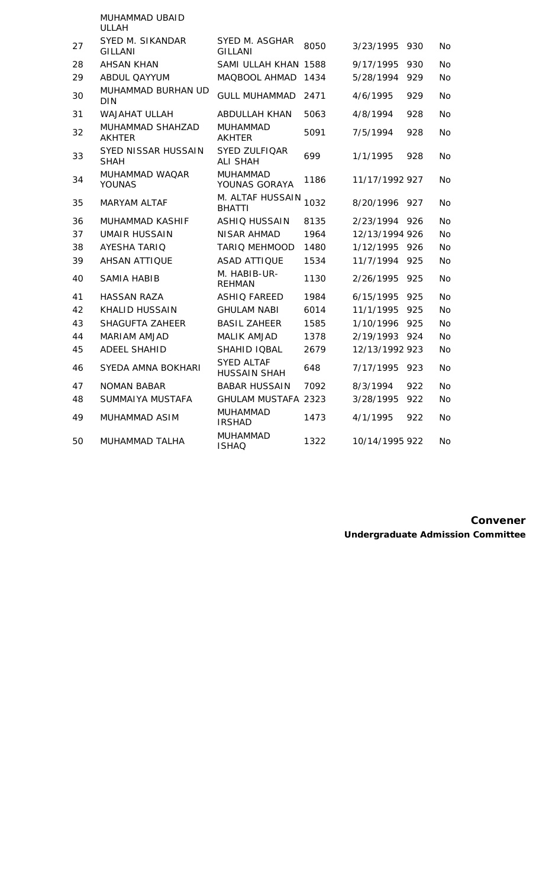| | | | | | | |
|---|---|---|---|---|---|---|
| | MUHAMMAD UBAID ULLAH | | | | | |
| 27 | SYED M. SIKANDAR GILLANI | SYED M. ASGHAR GILLANI | 8050 | 3/23/1995 | 930 | No |
| 28 | AHSAN KHAN | SAMI ULLAH KHAN | 1588 | 9/17/1995 | 930 | No |
| 29 | ABDUL QAYYUM | MAQBOOL AHMAD | 1434 | 5/28/1994 | 929 | No |
| 30 | MUHAMMAD BURHAN UD DIN | GULL MUHAMMAD | 2471 | 4/6/1995 | 929 | No |
| 31 | WAJAHAT ULLAH | ABDULLAH KHAN | 5063 | 4/8/1994 | 928 | No |
| 32 | MUHAMMAD SHAHZAD AKHTER | MUHAMMAD AKHTER | 5091 | 7/5/1994 | 928 | No |
| 33 | SYED NISSAR HUSSAIN SHAH | SYED ZULFIQAR ALI SHAH | 699 | 1/1/1995 | 928 | No |
| 34 | MUHAMMAD WAQAR YOUNAS | MUHAMMAD YOUNAS GORAYA | 1186 | 11/17/1992 | 927 | No |
| 35 | MARYAM ALTAF | M. ALTAF HUSSAIN BHATTI | 1032 | 8/20/1996 | 927 | No |
| 36 | MUHAMMAD KASHIF | ASHIQ HUSSAIN | 8135 | 2/23/1994 | 926 | No |
| 37 | UMAIR HUSSAIN | NISAR AHMAD | 1964 | 12/13/1994 | 926 | No |
| 38 | AYESHA TARIQ | TARIQ MEHMOOD | 1480 | 1/12/1995 | 926 | No |
| 39 | AHSAN ATTIQUE | ASAD ATTIQUE | 1534 | 11/7/1994 | 925 | No |
| 40 | SAMIA HABIB | M. HABIB-UR-REHMAN | 1130 | 2/26/1995 | 925 | No |
| 41 | HASSAN RAZA | ASHIQ FAREED | 1984 | 6/15/1995 | 925 | No |
| 42 | KHALID HUSSAIN | GHULAM NABI | 6014 | 11/1/1995 | 925 | No |
| 43 | SHAGUFTA ZAHEER | BASIL ZAHEER | 1585 | 1/10/1996 | 925 | No |
| 44 | MARIAM AMJAD | MALIK AMJAD | 1378 | 2/19/1993 | 924 | No |
| 45 | ADEEL SHAHID | SHAHID IQBAL | 2679 | 12/13/1992 | 923 | No |
| 46 | SYEDA AMNA BOKHARI | SYED ALTAF HUSSAIN SHAH | 648 | 7/17/1995 | 923 | No |
| 47 | NOMAN BABAR | BABAR HUSSAIN | 7092 | 8/3/1994 | 922 | No |
| 48 | SUMMAIYA MUSTAFA | GHULAM MUSTAFA | 2323 | 3/28/1995 | 922 | No |
| 49 | MUHAMMAD ASIM | MUHAMMAD IRSHAD | 1473 | 4/1/1995 | 922 | No |
| 50 | MUHAMMAD TALHA | MUHAMMAD ISHAQ | 1322 | 10/14/1995 | 922 | No |

**Convener**
**Undergraduate Admission Committee**